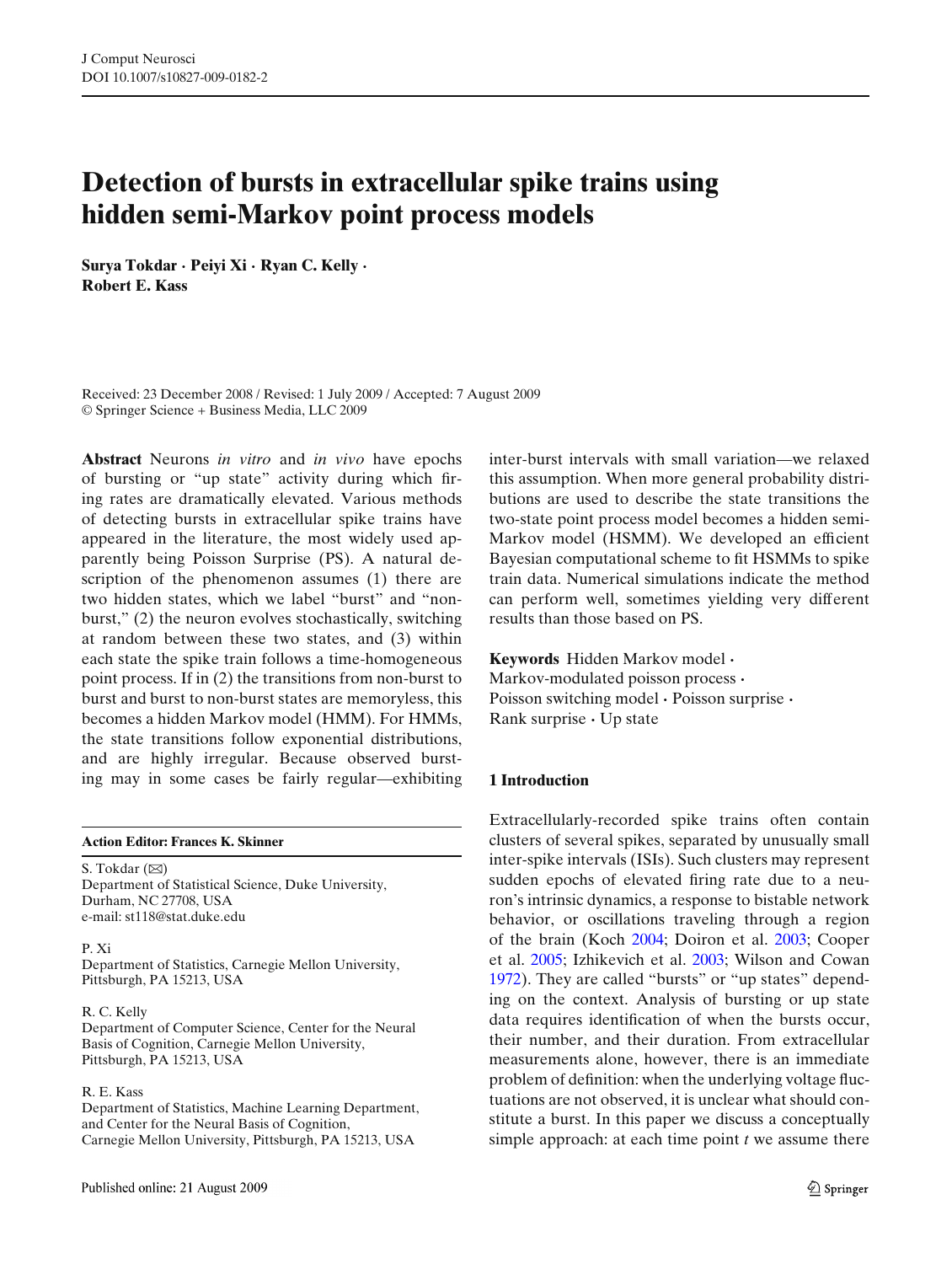# Detection of bursts in extracellular spike trains using hidden semi-Markov point process models

**Surya Tokdar · Peiyi Xi · Ryan C. Kelly · Robert E. Kass**

Received: 23 December 2008 / Revised: 1 July 2009 / Accepted: 7 August 2009
© Springer Science + Business Media, LLC 2009

**Abstract** Neurons *in vitro* and *in vivo* have epochs of bursting or "up state" activity during which firing rates are dramatically elevated. Various methods of detecting bursts in extracellular spike trains have appeared in the literature, the most widely used apparently being Poisson Surprise (PS). A natural description of the phenomenon assumes (1) there are two hidden states, which we label "burst" and "non-burst," (2) the neuron evolves stochastically, switching at random between these two states, and (3) within each state the spike train follows a time-homogeneous point process. If in (2) the transitions from non-burst to burst and burst to non-burst states are memoryless, this becomes a hidden Markov model (HMM). For HMMs, the state transitions follow exponential distributions, and are highly irregular. Because observed bursting may in some cases be fairly regular—exhibiting inter-burst intervals with small variation—we relaxed this assumption. When more general probability distributions are used to describe the state transitions the two-state point process model becomes a hidden semi-Markov model (HSMM). We developed an efficient Bayesian computational scheme to fit HSMMs to spike train data. Numerical simulations indicate the method can perform well, sometimes yielding very different results than those based on PS.

**Keywords** Hidden Markov model · Markov-modulated poisson process · Poisson switching model · Poisson surprise · Rank surprise · Up state

**Action Editor: Frances K. Skinner**

S. Tokdar (✉)
Department of Statistical Science, Duke University, Durham, NC 27708, USA
e-mail: st118@stat.duke.edu

P. Xi
Department of Statistics, Carnegie Mellon University, Pittsburgh, PA 15213, USA

R. C. Kelly
Department of Computer Science, Center for the Neural Basis of Cognition, Carnegie Mellon University, Pittsburgh, PA 15213, USA

R. E. Kass
Department of Statistics, Machine Learning Department, and Center for the Neural Basis of Cognition, Carnegie Mellon University, Pittsburgh, PA 15213, USA

## 1 Introduction

Extracellularly-recorded spike trains often contain clusters of several spikes, separated by unusually small inter-spike intervals (ISIs). Such clusters may represent sudden epochs of elevated firing rate due to a neuron's intrinsic dynamics, a response to bistable network behavior, or oscillations traveling through a region of the brain (Koch 2004; Doiron et al. 2003; Cooper et al. 2005; Izhikevich et al. 2003; Wilson and Cowan 1972). They are called "bursts" or "up states" depending on the context. Analysis of bursting or up state data requires identification of when the bursts occur, their number, and their duration. From extracellular measurements alone, however, there is an immediate problem of definition: when the underlying voltage fluctuations are not observed, it is unclear what should constitute a burst. In this paper we discuss a conceptually simple approach: at each time point *t* we assume there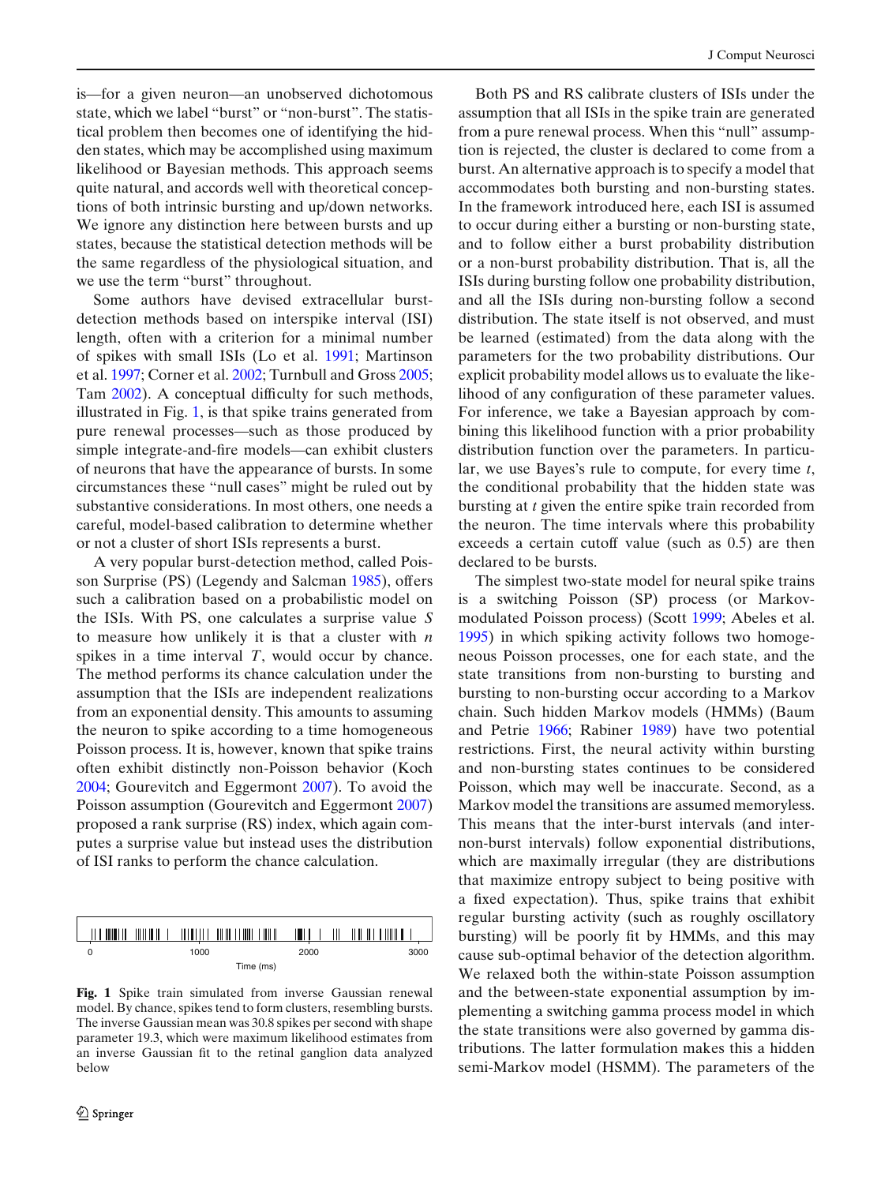is—for a given neuron—an unobserved dichotomous state, which we label "burst" or "non-burst". The statistical problem then becomes one of identifying the hidden states, which may be accomplished using maximum likelihood or Bayesian methods. This approach seems quite natural, and accords well with theoretical conceptions of both intrinsic bursting and up/down networks. We ignore any distinction here between bursts and up states, because the statistical detection methods will be the same regardless of the physiological situation, and we use the term "burst" throughout.

Some authors have devised extracellular burst-detection methods based on interspike interval (ISI) length, often with a criterion for a minimal number of spikes with small ISIs (Lo et al. 1991; Martinson et al. 1997; Corner et al. 2002; Turnbull and Gross 2005; Tam 2002). A conceptual difficulty for such methods, illustrated in Fig. 1, is that spike trains generated from pure renewal processes—such as those produced by simple integrate-and-fire models—can exhibit clusters of neurons that have the appearance of bursts. In some circumstances these "null cases" might be ruled out by substantive considerations. In most others, one needs a careful, model-based calibration to determine whether or not a cluster of short ISIs represents a burst.

A very popular burst-detection method, called Poisson Surprise (PS) (Legendy and Salcman 1985), offers such a calibration based on a probabilistic model on the ISIs. With PS, one calculates a surprise value $S$ to measure how unlikely it is that a cluster with $n$ spikes in a time interval $T$, would occur by chance. The method performs its chance calculation under the assumption that the ISIs are independent realizations from an exponential density. This amounts to assuming the neuron to spike according to a time homogeneous Poisson process. It is, however, known that spike trains often exhibit distinctly non-Poisson behavior (Koch 2004; Gourevitch and Eggermont 2007). To avoid the Poisson assumption (Gourevitch and Eggermont 2007) proposed a rank surprise (RS) index, which again computes a surprise value but instead uses the distribution of ISI ranks to perform the chance calculation.

**Fig. 1** Spike train simulated from inverse Gaussian renewal model. By chance, spikes tend to form clusters, resembling bursts. The inverse Gaussian mean was 30.8 spikes per second with shape parameter 19.3, which were maximum likelihood estimates from an inverse Gaussian fit to the retinal ganglion data analyzed below

Both PS and RS calibrate clusters of ISIs under the assumption that all ISIs in the spike train are generated from a pure renewal process. When this "null" assumption is rejected, the cluster is declared to come from a burst. An alternative approach is to specify a model that accommodates both bursting and non-bursting states. In the framework introduced here, each ISI is assumed to occur during either a bursting or non-bursting state, and to follow either a burst probability distribution or a non-burst probability distribution. That is, all the ISIs during bursting follow one probability distribution, and all the ISIs during non-bursting follow a second distribution. The state itself is not observed, and must be learned (estimated) from the data along with the parameters for the two probability distributions. Our explicit probability model allows us to evaluate the likelihood of any configuration of these parameter values. For inference, we take a Bayesian approach by combining this likelihood function with a prior probability distribution function over the parameters. In particular, we use Bayes's rule to compute, for every time $t$, the conditional probability that the hidden state was bursting at $t$ given the entire spike train recorded from the neuron. The time intervals where this probability exceeds a certain cutoff value (such as 0.5) are then declared to be bursts.

The simplest two-state model for neural spike trains is a switching Poisson (SP) process (or Markov-modulated Poisson process) (Scott 1999; Abeles et al. 1995) in which spiking activity follows two homogeneous Poisson processes, one for each state, and the state transitions from non-bursting to bursting and bursting to non-bursting occur according to a Markov chain. Such hidden Markov models (HMMs) (Baum and Petrie 1966; Rabiner 1989) have two potential restrictions. First, the neural activity within bursting and non-bursting states continues to be considered Poisson, which may well be inaccurate. Second, as a Markov model the transitions are assumed memoryless. This means that the inter-burst intervals (and inter-non-burst intervals) follow exponential distributions, which are maximally irregular (they are distributions that maximize entropy subject to being positive with a fixed expectation). Thus, spike trains that exhibit regular bursting activity (such as roughly oscillatory bursting) will be poorly fit by HMMs, and this may cause sub-optimal behavior of the detection algorithm. We relaxed both the within-state Poisson assumption and the between-state exponential assumption by implementing a switching gamma process model in which the state transitions were also governed by gamma distributions. The latter formulation makes this a hidden semi-Markov model (HSMM). The parameters of the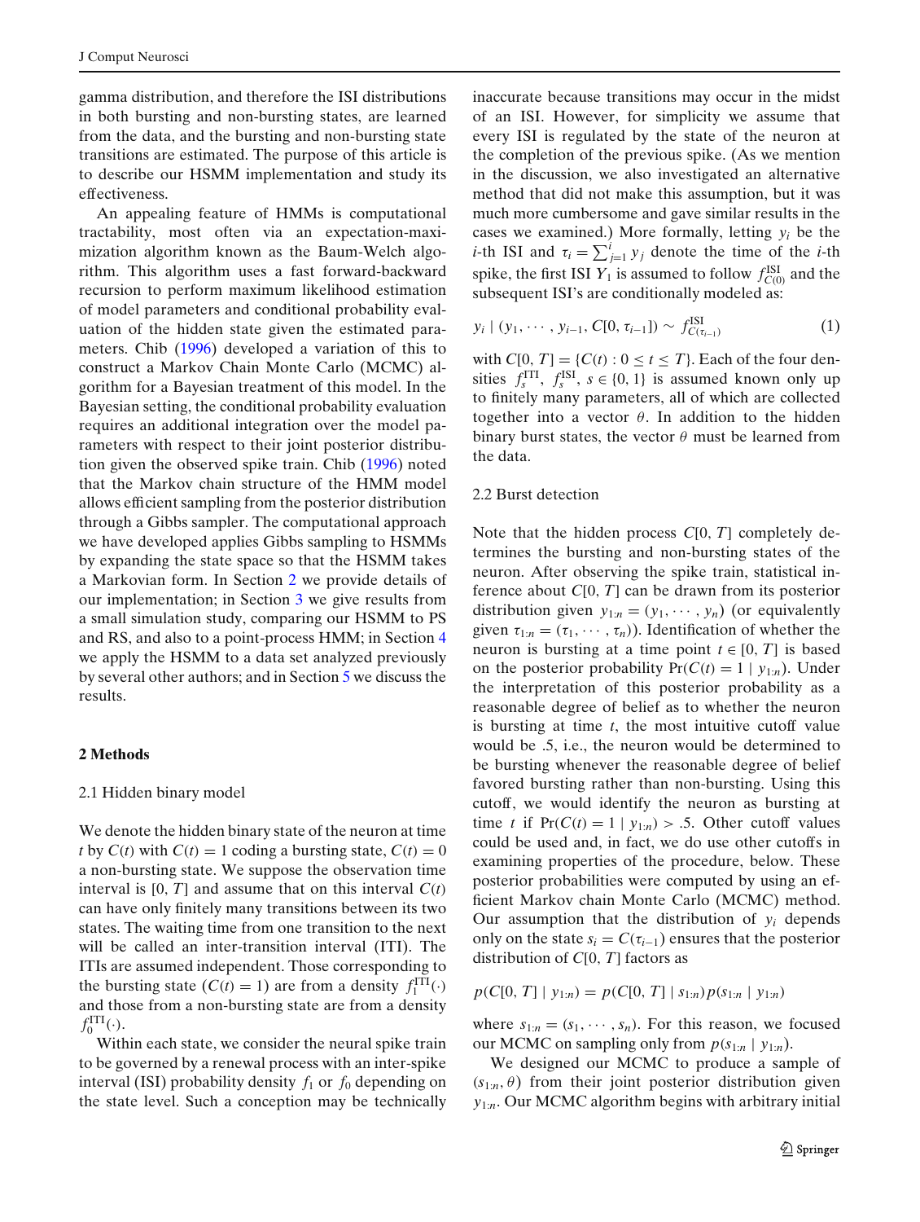gamma distribution, and therefore the ISI distributions in both bursting and non-bursting states, are learned from the data, and the bursting and non-bursting state transitions are estimated. The purpose of this article is to describe our HSMM implementation and study its effectiveness.

An appealing feature of HMMs is computational tractability, most often via an expectation-maximization algorithm known as the Baum-Welch algorithm. This algorithm uses a fast forward-backward recursion to perform maximum likelihood estimation of model parameters and conditional probability evaluation of the hidden state given the estimated parameters. Chib (1996) developed a variation of this to construct a Markov Chain Monte Carlo (MCMC) algorithm for a Bayesian treatment of this model. In the Bayesian setting, the conditional probability evaluation requires an additional integration over the model parameters with respect to their joint posterior distribution given the observed spike train. Chib (1996) noted that the Markov chain structure of the HMM model allows efficient sampling from the posterior distribution through a Gibbs sampler. The computational approach we have developed applies Gibbs sampling to HSMMs by expanding the state space so that the HSMM takes a Markovian form. In Section 2 we provide details of our implementation; in Section 3 we give results from a small simulation study, comparing our HSMM to PS and RS, and also to a point-process HMM; in Section 4 we apply the HSMM to a data set analyzed previously by several other authors; and in Section 5 we discuss the results.

## 2 Methods

### 2.1 Hidden binary model

We denote the hidden binary state of the neuron at time $t$ by $C(t)$ with $C(t) = 1$ coding a bursting state, $C(t) = 0$ a non-bursting state. We suppose the observation time interval is $[0, T]$ and assume that on this interval $C(t)$ can have only finitely many transitions between its two states. The waiting time from one transition to the next will be called an inter-transition interval (ITI). The ITIs are assumed independent. Those corresponding to the bursting state ($C(t) = 1$) are from a density $f_1^{\mathrm{ITI}}(\cdot)$ and those from a non-bursting state are from a density $f_0^{\mathrm{ITI}}(\cdot)$.

Within each state, we consider the neural spike train to be governed by a renewal process with an inter-spike interval (ISI) probability density $f_1$ or $f_0$ depending on the state level. Such a conception may be technically inaccurate because transitions may occur in the midst of an ISI. However, for simplicity we assume that every ISI is regulated by the state of the neuron at the completion of the previous spike. (As we mention in the discussion, we also investigated an alternative method that did not make this assumption, but it was much more cumbersome and gave similar results in the cases we examined.) More formally, letting $y_i$ be the $i$-th ISI and $\tau_i = \sum_{j=1}^{i} y_j$ denote the time of the $i$-th spike, the first ISI $Y_1$ is assumed to follow $f_{C(0)}^{\mathrm{ISI}}$ and the subsequent ISI's are conditionally modeled as:

$$y_i \mid (y_1, \cdots, y_{i-1}, C[0, \tau_{i-1}]) \sim f_{C(\tau_{i-1})}^{\mathrm{ISI}} \tag{1}$$

with $C[0, T] = \{C(t) : 0 \le t \le T\}$. Each of the four densities $f_s^{\mathrm{ITI}}$, $f_s^{\mathrm{ISI}}$, $s \in \{0, 1\}$ is assumed known only up to finitely many parameters, all of which are collected together into a vector $\theta$. In addition to the hidden binary burst states, the vector $\theta$ must be learned from the data.

### 2.2 Burst detection

Note that the hidden process $C[0, T]$ completely determines the bursting and non-bursting states of the neuron. After observing the spike train, statistical inference about $C[0, T]$ can be drawn from its posterior distribution given $y_{1:n} = (y_1, \cdots, y_n)$ (or equivalently given $\tau_{1:n} = (\tau_1, \cdots, \tau_n)$). Identification of whether the neuron is bursting at a time point $t \in [0, T]$ is based on the posterior probability $\Pr(C(t) = 1 \mid y_{1:n})$. Under the interpretation of this posterior probability as a reasonable degree of belief as to whether the neuron is bursting at time $t$, the most intuitive cutoff value would be .5, i.e., the neuron would be determined to be bursting whenever the reasonable degree of belief favored bursting rather than non-bursting. Using this cutoff, we would identify the neuron as bursting at time $t$ if $\Pr(C(t) = 1 \mid y_{1:n}) > .5$. Other cutoff values could be used and, in fact, we do use other cutoffs in examining properties of the procedure, below. These posterior probabilities were computed by using an efficient Markov chain Monte Carlo (MCMC) method. Our assumption that the distribution of $y_i$ depends only on the state $s_i = C(\tau_{i-1})$ ensures that the posterior distribution of $C[0, T]$ factors as

$$p(C[0, T] \mid y_{1:n}) = p(C[0, T] \mid s_{1:n})p(s_{1:n} \mid y_{1:n})$$

where $s_{1:n} = (s_1, \cdots, s_n)$. For this reason, we focused our MCMC on sampling only from $p(s_{1:n} \mid y_{1:n})$.

We designed our MCMC to produce a sample of $(s_{1:n}, \theta)$ from their joint posterior distribution given $y_{1:n}$. Our MCMC algorithm begins with arbitrary initial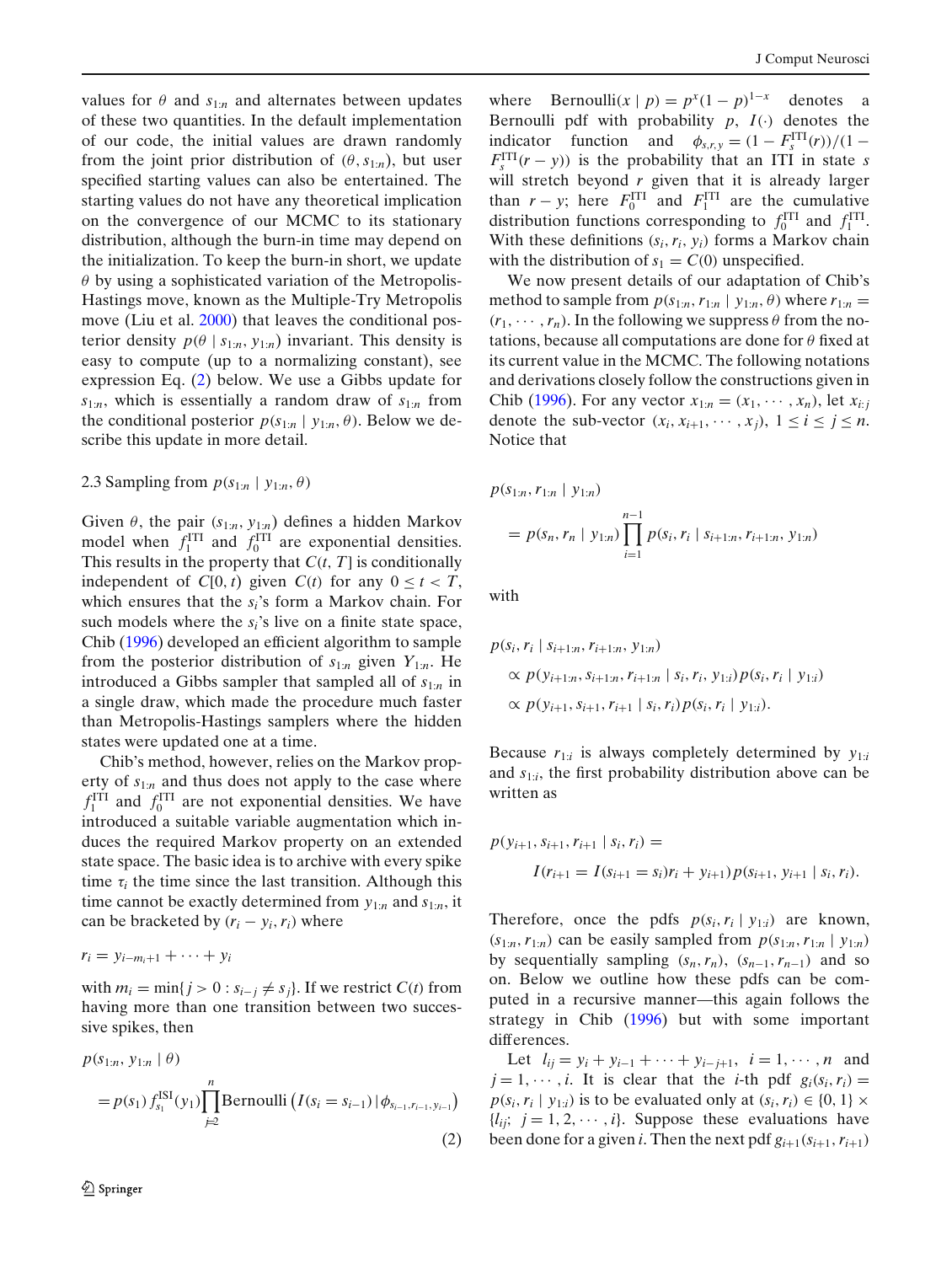values for $\theta$ and $s_{1:n}$ and alternates between updates of these two quantities. In the default implementation of our code, the initial values are drawn randomly from the joint prior distribution of $(\theta, s_{1:n})$, but user specified starting values can also be entertained. The starting values do not have any theoretical implication on the convergence of our MCMC to its stationary distribution, although the burn-in time may depend on the initialization. To keep the burn-in short, we update $\theta$ by using a sophisticated variation of the Metropolis-Hastings move, known as the Multiple-Try Metropolis move (Liu et al. 2000) that leaves the conditional posterior density $p(\theta \mid s_{1:n}, y_{1:n})$ invariant. This density is easy to compute (up to a normalizing constant), see expression Eq. (2) below. We use a Gibbs update for $s_{1:n}$, which is essentially a random draw of $s_{1:n}$ from the conditional posterior $p(s_{1:n} \mid y_{1:n}, \theta)$. Below we describe this update in more detail.

### 2.3 Sampling from $p(s_{1:n} \mid y_{1:n}, \theta)$

Given $\theta$, the pair $(s_{1:n}, y_{1:n})$ defines a hidden Markov model when $f_1^{\mathrm{ITI}}$ and $f_0^{\mathrm{ITI}}$ are exponential densities. This results in the property that $C(t, T]$ is conditionally independent of $C[0, t)$ given $C(t)$ for any $0 \le t < T$, which ensures that the $s_i$'s form a Markov chain. For such models where the $s_i$'s live on a finite state space, Chib (1996) developed an efficient algorithm to sample from the posterior distribution of $s_{1:n}$ given $Y_{1:n}$. He introduced a Gibbs sampler that sampled all of $s_{1:n}$ in a single draw, which made the procedure much faster than Metropolis-Hastings samplers where the hidden states were updated one at a time.

Chib's method, however, relies on the Markov property of $s_{1:n}$ and thus does not apply to the case where $f_1^{\mathrm{ITI}}$ and $f_0^{\mathrm{ITI}}$ are not exponential densities. We have introduced a suitable variable augmentation which induces the required Markov property on an extended state space. The basic idea is to archive with every spike time $\tau_i$ the time since the last transition. Although this time cannot be exactly determined from $y_{1:n}$ and $s_{1:n}$, it can be bracketed by $(r_i - y_i, r_i)$ where

$$r_i = y_{i-m_i+1} + \cdots + y_i$$

with $m_i = \min\{j > 0 : s_{i-j} \neq s_j\}$. If we restrict $C(t)$ from having more than one transition between two successive spikes, then

$$p(s_{1:n}, y_{1:n} \mid \theta) = p(s_1)\, f_{s_1}^{\mathrm{ISI}}(y_1) \prod_{i=2}^{n} \mathrm{Bernoulli}\left(I(s_i = s_{i-1}) \,|\, \phi_{s_{i-1}, r_{i-1}, y_{i-1}}\right) \tag{2}$$

where $\mathrm{Bernoulli}(x \mid p) = p^x(1-p)^{1-x}$ denotes a Bernoulli pdf with probability $p$, $I(\cdot)$ denotes the indicator function and $\phi_{s,r,y} = (1 - F_s^{\mathrm{ITI}}(r))/(1 - F_s^{\mathrm{ITI}}(r - y))$ is the probability that an ITI in state $s$ will stretch beyond $r$ given that it is already larger than $r - y$; here $F_0^{\mathrm{ITI}}$ and $F_1^{\mathrm{ITI}}$ are the cumulative distribution functions corresponding to $f_0^{\mathrm{ITI}}$ and $f_1^{\mathrm{ITI}}$. With these definitions $(s_i, r_i, y_i)$ forms a Markov chain with the distribution of $s_1 = C(0)$ unspecified.

We now present details of our adaptation of Chib's method to sample from $p(s_{1:n}, r_{1:n} \mid y_{1:n}, \theta)$ where $r_{1:n} = (r_1, \cdots, r_n)$. In the following we suppress $\theta$ from the notations, because all computations are done for $\theta$ fixed at its current value in the MCMC. The following notations and derivations closely follow the constructions given in Chib (1996). For any vector $x_{1:n} = (x_1, \cdots, x_n)$, let $x_{i:j}$ denote the sub-vector $(x_i, x_{i+1}, \cdots, x_j)$, $1 \le i \le j \le n$. Notice that

$$p(s_{1:n}, r_{1:n} \mid y_{1:n}) = p(s_n, r_n \mid y_{1:n}) \prod_{i=1}^{n-1} p(s_i, r_i \mid s_{i+1:n}, r_{i+1:n}, y_{1:n})$$

with

$$\begin{aligned} p(s_i, r_i \mid s_{i+1:n}, r_{i+1:n}, y_{1:n}) &\propto p(y_{i+1:n}, s_{i+1:n}, r_{i+1:n} \mid s_i, r_i, y_{1:i})\, p(s_i, r_i \mid y_{1:i}) \\ &\propto p(y_{i+1}, s_{i+1}, r_{i+1} \mid s_i, r_i)\, p(s_i, r_i \mid y_{1:i}). \end{aligned}$$

Because $r_{1:i}$ is always completely determined by $y_{1:i}$ and $s_{1:i}$, the first probability distribution above can be written as

$$p(y_{i+1}, s_{i+1}, r_{i+1} \mid s_i, r_i) = I(r_{i+1} = I(s_{i+1} = s_i) r_i + y_{i+1})\, p(s_{i+1}, y_{i+1} \mid s_i, r_i).$$

Therefore, once the pdfs $p(s_i, r_i \mid y_{1:i})$ are known, $(s_{1:n}, r_{1:n})$ can be easily sampled from $p(s_{1:n}, r_{1:n} \mid y_{1:n})$ by sequentially sampling $(s_n, r_n)$, $(s_{n-1}, r_{n-1})$ and so on. Below we outline how these pdfs can be computed in a recursive manner—this again follows the strategy in Chib (1996) but with some important differences.

Let $l_{ij} = y_i + y_{i-1} + \cdots + y_{i-j+1}$, $i = 1, \cdots, n$ and $j = 1, \cdots, i$. It is clear that the $i$-th pdf $g_i(s_i, r_i) = p(s_i, r_i \mid y_{1:i})$ is to be evaluated only at $(s_i, r_i) \in \{0, 1\} \times \{l_{ij};\ j = 1, 2, \cdots, i\}$. Suppose these evaluations have been done for a given $i$. Then the next pdf $g_{i+1}(s_{i+1}, r_{i+1})$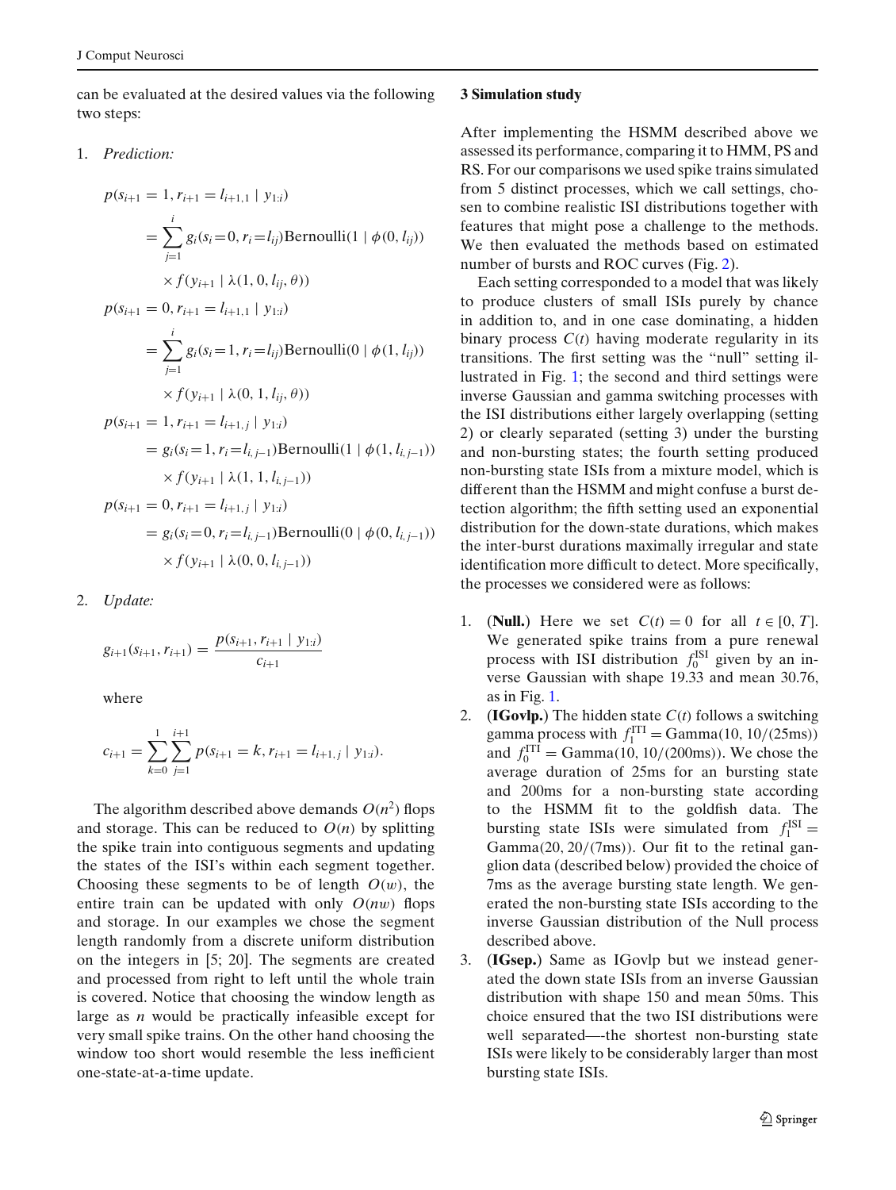can be evaluated at the desired values via the following two steps:

1. *Prediction:*

$$p(s_{i+1} = 1, r_{i+1} = l_{i+1,1} \mid y_{1:i}) = \sum_{j=1}^{i} g_i(s_i = 0, r_i = l_{ij}) \text{Bernoulli}(1 \mid \phi(0, l_{ij})) \times f(y_{i+1} \mid \lambda(1, 0, l_{ij}, \theta))$$

$$p(s_{i+1} = 0, r_{i+1} = l_{i+1,1} \mid y_{1:i}) = \sum_{j=1}^{i} g_i(s_i = 1, r_i = l_{ij}) \text{Bernoulli}(0 \mid \phi(1, l_{ij})) \times f(y_{i+1} \mid \lambda(0, 1, l_{ij}, \theta))$$

$$p(s_{i+1} = 1, r_{i+1} = l_{i+1,j} \mid y_{1:i}) = g_i(s_i = 1, r_i = l_{i,j-1}) \text{Bernoulli}(1 \mid \phi(1, l_{i,j-1})) \times f(y_{i+1} \mid \lambda(1, 1, l_{i,j-1}))$$

$$p(s_{i+1} = 0, r_{i+1} = l_{i+1,j} \mid y_{1:i}) = g_i(s_i = 0, r_i = l_{i,j-1}) \text{Bernoulli}(0 \mid \phi(0, l_{i,j-1})) \times f(y_{i+1} \mid \lambda(0, 0, l_{i,j-1}))$$

2. *Update:*

$$g_{i+1}(s_{i+1}, r_{i+1}) = \frac{p(s_{i+1}, r_{i+1} \mid y_{1:i})}{c_{i+1}}$$

where

$$c_{i+1} = \sum_{k=0}^{1} \sum_{j=1}^{i+1} p(s_{i+1} = k, r_{i+1} = l_{i+1,j} \mid y_{1:i}).$$

The algorithm described above demands $O(n^2)$ flops and storage. This can be reduced to $O(n)$ by splitting the spike train into contiguous segments and updating the states of the ISI's within each segment together. Choosing these segments to be of length $O(w)$, the entire train can be updated with only $O(nw)$ flops and storage. In our examples we chose the segment length randomly from a discrete uniform distribution on the integers in [5; 20]. The segments are created and processed from right to left until the whole train is covered. Notice that choosing the window length as large as $n$ would be practically infeasible except for very small spike trains. On the other hand choosing the window too short would resemble the less inefficient one-state-at-a-time update.

## 3 Simulation study

After implementing the HSMM described above we assessed its performance, comparing it to HMM, PS and RS. For our comparisons we used spike trains simulated from 5 distinct processes, which we call settings, chosen to combine realistic ISI distributions together with features that might pose a challenge to the methods. We then evaluated the methods based on estimated number of bursts and ROC curves (Fig. 2).

Each setting corresponded to a model that was likely to produce clusters of small ISIs purely by chance in addition to, and in one case dominating, a hidden binary process $C(t)$ having moderate regularity in its transitions. The first setting was the "null" setting illustrated in Fig. 1; the second and third settings were inverse Gaussian and gamma switching processes with the ISI distributions either largely overlapping (setting 2) or clearly separated (setting 3) under the bursting and non-bursting states; the fourth setting produced non-bursting state ISIs from a mixture model, which is different than the HSMM and might confuse a burst detection algorithm; the fifth setting used an exponential distribution for the down-state durations, which makes the inter-burst durations maximally irregular and state identification more difficult to detect. More specifically, the processes we considered were as follows:

1. (**Null.**) Here we set $C(t) = 0$ for all $t \in [0, T]$. We generated spike trains from a pure renewal process with ISI distribution $f_0^{\text{ISI}}$ given by an inverse Gaussian with shape 19.33 and mean 30.76, as in Fig. 1.
2. (**IGovlp.**) The hidden state $C(t)$ follows a switching gamma process with $f_1^{\text{ITI}} = \text{Gamma}(10, 10/(25\text{ms}))$ and $f_0^{\text{ITI}} = \text{Gamma}(10, 10/(200\text{ms}))$. We chose the average duration of 25ms for an bursting state and 200ms for a non-bursting state according to the HSMM fit to the goldfish data. The bursting state ISIs were simulated from $f_1^{\text{ISI}} = \text{Gamma}(20, 20/(7\text{ms}))$. Our fit to the retinal ganglion data (described below) provided the choice of 7ms as the average bursting state length. We generated the non-bursting state ISIs according to the inverse Gaussian distribution of the Null process described above.
3. (**IGsep.**) Same as IGovlp but we instead generated the down state ISIs from an inverse Gaussian distribution with shape 150 and mean 50ms. This choice ensured that the two ISI distributions were well separated—-the shortest non-bursting state ISIs were likely to be considerably larger than most bursting state ISIs.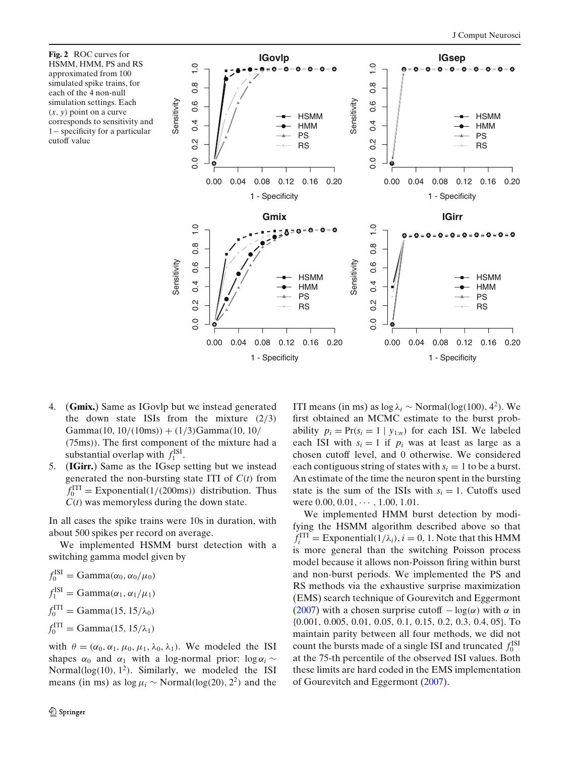**Fig. 2** ROC curves for HSMM, HMM, PS and RS approximated from 100 simulated spike trains, for each of the 4 non-null simulation settings. Each $(x, y)$ point on a curve corresponds to sensitivity and $1-$ specificity for a particular cutoff value

4. **(Gmix.)** Same as IGovlp but we instead generated the down state ISIs from the mixture (2/3) Gamma(10, 10/(10ms)) + (1/3)Gamma(10, 10/(75ms)). The first component of the mixture had a substantial overlap with $f_1^{\text{ISI}}$.
5. **(IGirr.)** Same as the IGsep setting but we instead generated the non-bursting state ITI of $C(t)$ from $f_0^{\text{ITI}} = \text{Exponential}(1/(200\text{ms}))$ distribution. Thus $C(t)$ was memoryless during the down state.

In all cases the spike trains were 10s in duration, with about 500 spikes per record on average.

We implemented HSMM burst detection with a switching gamma model given by

$$f_0^{\text{ISI}} = \text{Gamma}(\alpha_0, \alpha_0/\mu_0)$$

$$f_1^{\text{ISI}} = \text{Gamma}(\alpha_1, \alpha_1/\mu_1)$$

$$f_0^{\text{ITI}} = \text{Gamma}(15, 15/\lambda_0)$$

$$f_0^{\text{ITI}} = \text{Gamma}(15, 15/\lambda_1)$$

with $\theta = (\alpha_0, \alpha_1, \mu_0, \mu_1, \lambda_0, \lambda_1)$. We modeled the ISI shapes $\alpha_0$ and $\alpha_1$ with a log-normal prior: $\log \alpha_i \sim \text{Normal}(\log(10), 1^2)$. Similarly, we modeled the ISI means (in ms) as $\log \mu_i \sim \text{Normal}(\log(20), 2^2)$ and the ITI means (in ms) as $\log \lambda_i \sim \text{Normal}(\log(100), 4^2)$. We first obtained an MCMC estimate to the burst probability $p_i = \Pr(s_i = 1 \mid y_{1:n})$ for each ISI. We labeled each ISI with $s_i = 1$ if $p_i$ was at least as large as a chosen cutoff level, and 0 otherwise. We considered each contiguous string of states with $s_i = 1$ to be a burst. An estimate of the time the neuron spent in the bursting state is the sum of the ISIs with $s_i = 1$. Cutoffs used were $0.00, 0.01, \cdots, 1.00, 1.01$.

We implemented HMM burst detection by modifying the HSMM algorithm described above so that $f_i^{\text{ITI}} = \text{Exponential}(1/\lambda_i), i = 0, 1$. Note that this HMM is more general than the switching Poisson process model because it allows non-Poisson firing within burst and non-burst periods. We implemented the PS and RS methods via the exhaustive surprise maximization (EMS) search technique of Gourevitch and Eggermont (2007) with a chosen surprise cutoff $-\log(\alpha)$ with $\alpha$ in {0.001, 0.005, 0.01, 0.05, 0.1, 0.15, 0.2, 0.3, 0.4, 05}. To maintain parity between all four methods, we did not count the bursts made of a single ISI and truncated $f_0^{\text{ISI}}$ at the 75-th percentile of the observed ISI values. Both these limits are hard coded in the EMS implementation of Gourevitch and Eggermont (2007).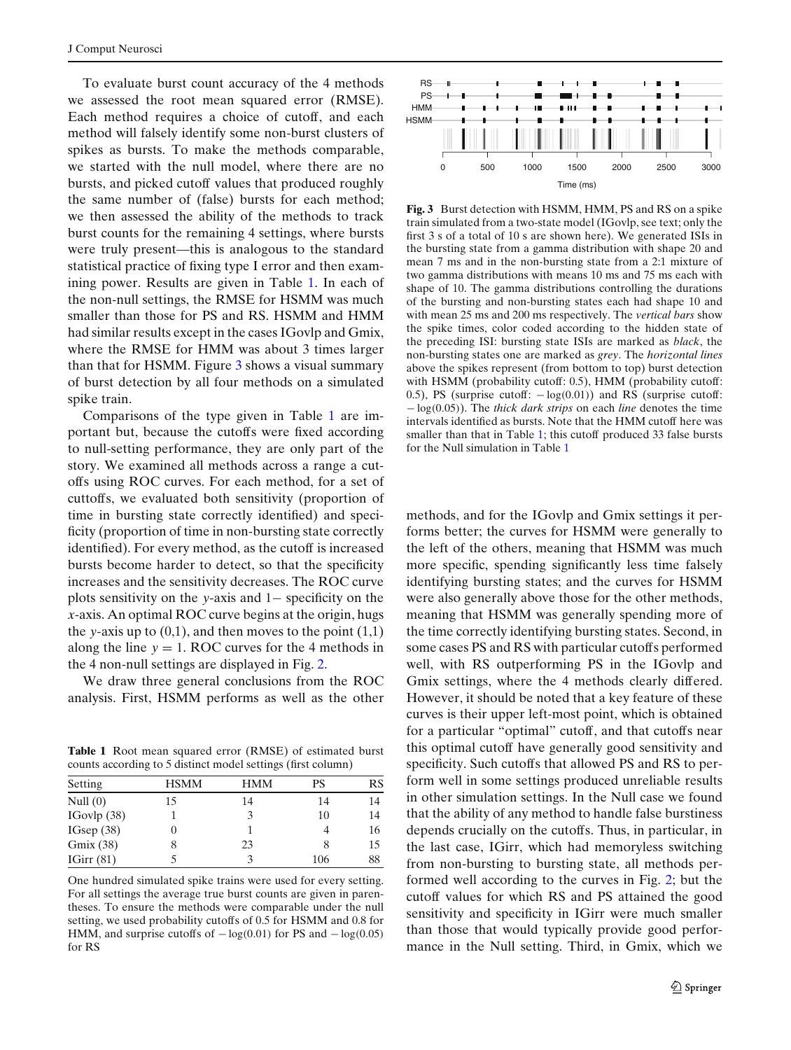To evaluate burst count accuracy of the 4 methods we assessed the root mean squared error (RMSE). Each method requires a choice of cutoff, and each method will falsely identify some non-burst clusters of spikes as bursts. To make the methods comparable, we started with the null model, where there are no bursts, and picked cutoff values that produced roughly the same number of (false) bursts for each method; we then assessed the ability of the methods to track burst counts for the remaining 4 settings, where bursts were truly present—this is analogous to the standard statistical practice of fixing type I error and then examining power. Results are given in Table 1. In each of the non-null settings, the RMSE for HSMM was much smaller than those for PS and RS. HSMM and HMM had similar results except in the cases IGovlp and Gmix, where the RMSE for HMM was about 3 times larger than that for HSMM. Figure 3 shows a visual summary of burst detection by all four methods on a simulated spike train.

Comparisons of the type given in Table 1 are important but, because the cutoffs were fixed according to null-setting performance, they are only part of the story. We examined all methods across a range a cutoffs using ROC curves. For each method, for a set of cuttoffs, we evaluated both sensitivity (proportion of time in bursting state correctly identified) and specificity (proportion of time in non-bursting state correctly identified). For every method, as the cutoff is increased bursts become harder to detect, so that the specificity increases and the sensitivity decreases. The ROC curve plots sensitivity on the $y$-axis and $1-$ specificity on the $x$-axis. An optimal ROC curve begins at the origin, hugs the $y$-axis up to (0,1), and then moves to the point (1,1) along the line $y = 1$. ROC curves for the 4 methods in the 4 non-null settings are displayed in Fig. 2.

We draw three general conclusions from the ROC analysis. First, HSMM performs as well as the other methods, and for the IGovlp and Gmix settings it performs better; the curves for HSMM were generally to the left of the others, meaning that HSMM was much more specific, spending significantly less time falsely identifying bursting states; and the curves for HSMM were also generally above those for the other methods, meaning that HSMM was generally spending more of the time correctly identifying bursting states. Second, in some cases PS and RS with particular cutoffs performed well, with RS outperforming PS in the IGovlp and Gmix settings, where the 4 methods clearly differed. However, it should be noted that a key feature of these curves is their upper left-most point, which is obtained for a particular "optimal" cutoff, and that cutoffs near this optimal cutoff have generally good sensitivity and specificity. Such cutoffs that allowed PS and RS to perform well in some settings produced unreliable results in other simulation settings. In the Null case we found that the ability of any method to handle false burstiness depends crucially on the cutoffs. Thus, in particular, in the last case, IGirr, which had memoryless switching from non-bursting to bursting state, all methods performed well according to the curves in Fig. 2; but the cutoff values for which RS and PS attained the good sensitivity and specificity in IGirr were much smaller than those that would typically provide good performance in the Null setting. Third, in Gmix, which we

**Table 1** Root mean squared error (RMSE) of estimated burst counts according to 5 distinct model settings (first column)

| Setting | HSMM | HMM | PS | RS |
|---|---|---|---|---|
| Null (0) | 15 | 14 | 14 | 14 |
| IGovlp (38) | 1 | 3 | 10 | 14 |
| IGsep (38) | 0 | 1 | 4 | 16 |
| Gmix (38) | 8 | 23 | 8 | 15 |
| IGirr (81) | 5 | 3 | 106 | 88 |

One hundred simulated spike trains were used for every setting. For all settings the average true burst counts are given in parentheses. To ensure the methods were comparable under the null setting, we used probability cutoffs of 0.5 for HSMM and 0.8 for HMM, and surprise cutoffs of $-\log(0.01)$ for PS and $-\log(0.05)$ for RS

**Fig. 3** Burst detection with HSMM, HMM, PS and RS on a spike train simulated from a two-state model (IGovlp, see text; only the first 3 s of a total of 10 s are shown here). We generated ISIs in the bursting state from a gamma distribution with shape 20 and mean 7 ms and in the non-bursting state from a 2:1 mixture of two gamma distributions with means 10 ms and 75 ms each with shape of 10. The gamma distributions controlling the durations of the bursting and non-bursting states each had shape 10 and with mean 25 ms and 200 ms respectively. The *vertical bars* show the spike times, color coded according to the hidden state of the preceding ISI: bursting state ISIs are marked as *black*, the non-bursting states one are marked as *grey*. The *horizontal lines* above the spikes represent (from bottom to top) burst detection with HSMM (probability cutoff: 0.5), HMM (probability cutoff: 0.5), PS (surprise cutoff: $-\log(0.01)$) and RS (surprise cutoff: $-\log(0.05)$). The *thick dark strips* on each *line* denotes the time intervals identified as bursts. Note that the HMM cutoff here was smaller than that in Table 1; this cutoff produced 33 false bursts for the Null simulation in Table 1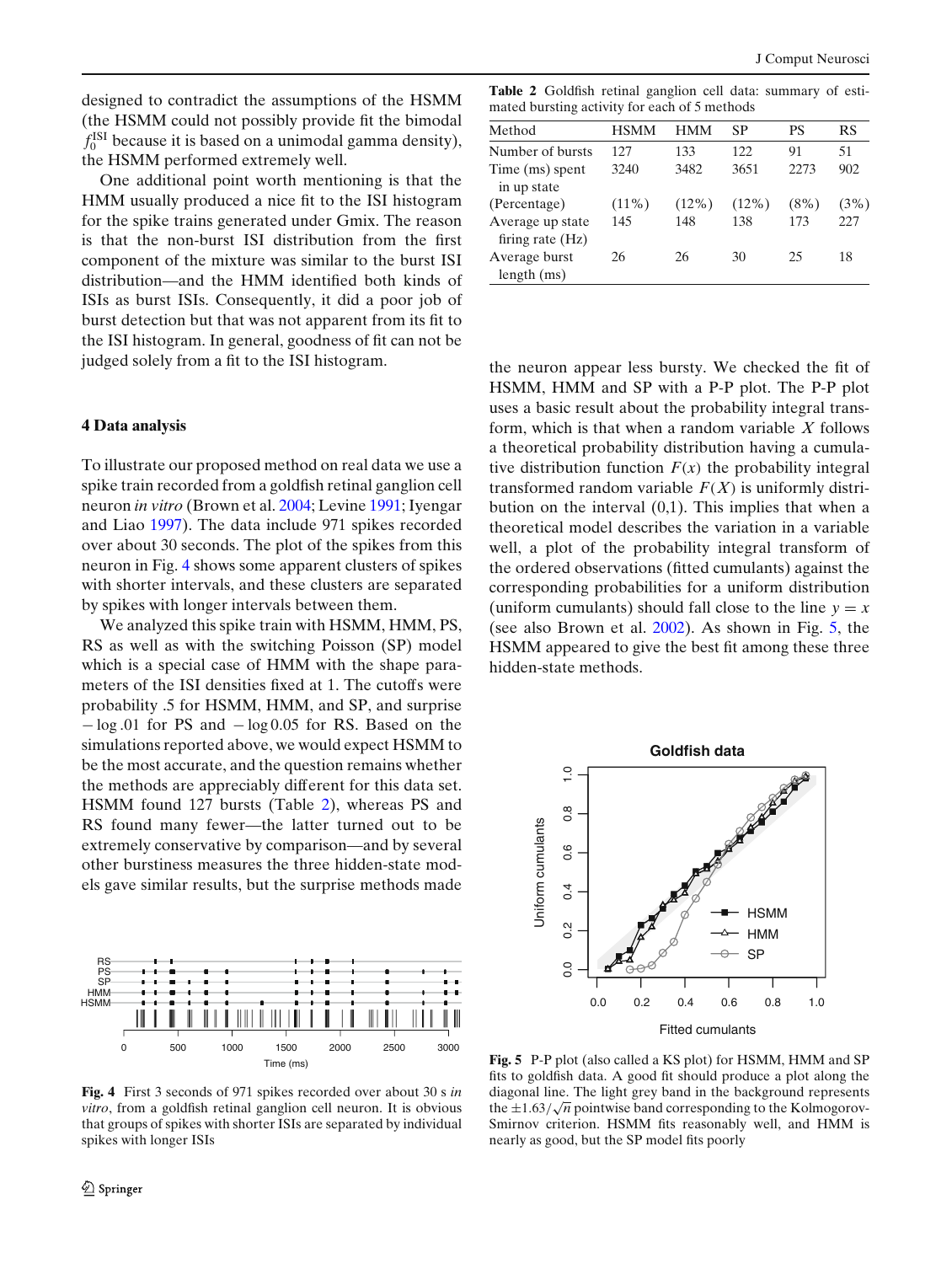designed to contradict the assumptions of the HSMM (the HSMM could not possibly provide fit the bimodal $f_0^{\mathrm{ISI}}$ because it is based on a unimodal gamma density), the HSMM performed extremely well.

One additional point worth mentioning is that the HMM usually produced a nice fit to the ISI histogram for the spike trains generated under Gmix. The reason is that the non-burst ISI distribution from the first component of the mixture was similar to the burst ISI distribution—and the HMM identified both kinds of ISIs as burst ISIs. Consequently, it did a poor job of burst detection but that was not apparent from its fit to the ISI histogram. In general, goodness of fit can not be judged solely from a fit to the ISI histogram.

## 4 Data analysis

To illustrate our proposed method on real data we use a spike train recorded from a goldfish retinal ganglion cell neuron *in vitro* (Brown et al. 2004; Levine 1991; Iyengar and Liao 1997). The data include 971 spikes recorded over about 30 seconds. The plot of the spikes from this neuron in Fig. 4 shows some apparent clusters of spikes with shorter intervals, and these clusters are separated by spikes with longer intervals between them.

We analyzed this spike train with HSMM, HMM, PS, RS as well as with the switching Poisson (SP) model which is a special case of HMM with the shape parameters of the ISI densities fixed at 1. The cutoffs were probability .5 for HSMM, HMM, and SP, and surprise $-\log .01$ for PS and $-\log 0.05$ for RS. Based on the simulations reported above, we would expect HSMM to be the most accurate, and the question remains whether the methods are appreciably different for this data set. HSMM found 127 bursts (Table 2), whereas PS and RS found many fewer—the latter turned out to be extremely conservative by comparison—and by several other burstiness measures the three hidden-state models gave similar results, but the surprise methods made

**Fig. 4** First 3 seconds of 971 spikes recorded over about 30 s *in vitro*, from a goldfish retinal ganglion cell neuron. It is obvious that groups of spikes with shorter ISIs are separated by individual spikes with longer ISIs

**Table 2** Goldfish retinal ganglion cell data: summary of estimated bursting activity for each of 5 methods

| Method | HSMM | HMM | SP | PS | RS |
|---|---|---|---|---|---|
| Number of bursts | 127 | 133 | 122 | 91 | 51 |
| Time (ms) spent in up state | 3240 | 3482 | 3651 | 2273 | 902 |
| (Percentage) | (11%) | (12%) | (12%) | (8%) | (3%) |
| Average up state firing rate (Hz) | 145 | 148 | 138 | 173 | 227 |
| Average burst length (ms) | 26 | 26 | 30 | 25 | 18 |

the neuron appear less bursty. We checked the fit of HSMM, HMM and SP with a P-P plot. The P-P plot uses a basic result about the probability integral transform, which is that when a random variable $X$ follows a theoretical probability distribution having a cumulative distribution function $F(x)$ the probability integral transformed random variable $F(X)$ is uniformly distribution on the interval (0,1). This implies that when a theoretical model describes the variation in a variable well, a plot of the probability integral transform of the ordered observations (fitted cumulants) against the corresponding probabilities for a uniform distribution (uniform cumulants) should fall close to the line $y = x$ (see also Brown et al. 2002). As shown in Fig. 5, the HSMM appeared to give the best fit among these three hidden-state methods.

**Fig. 5** P-P plot (also called a KS plot) for HSMM, HMM and SP fits to goldfish data. A good fit should produce a plot along the diagonal line. The light grey band in the background represents the $\pm 1.63/\sqrt{n}$ pointwise band corresponding to the Kolmogorov-Smirnov criterion. HSMM fits reasonably well, and HMM is nearly as good, but the SP model fits poorly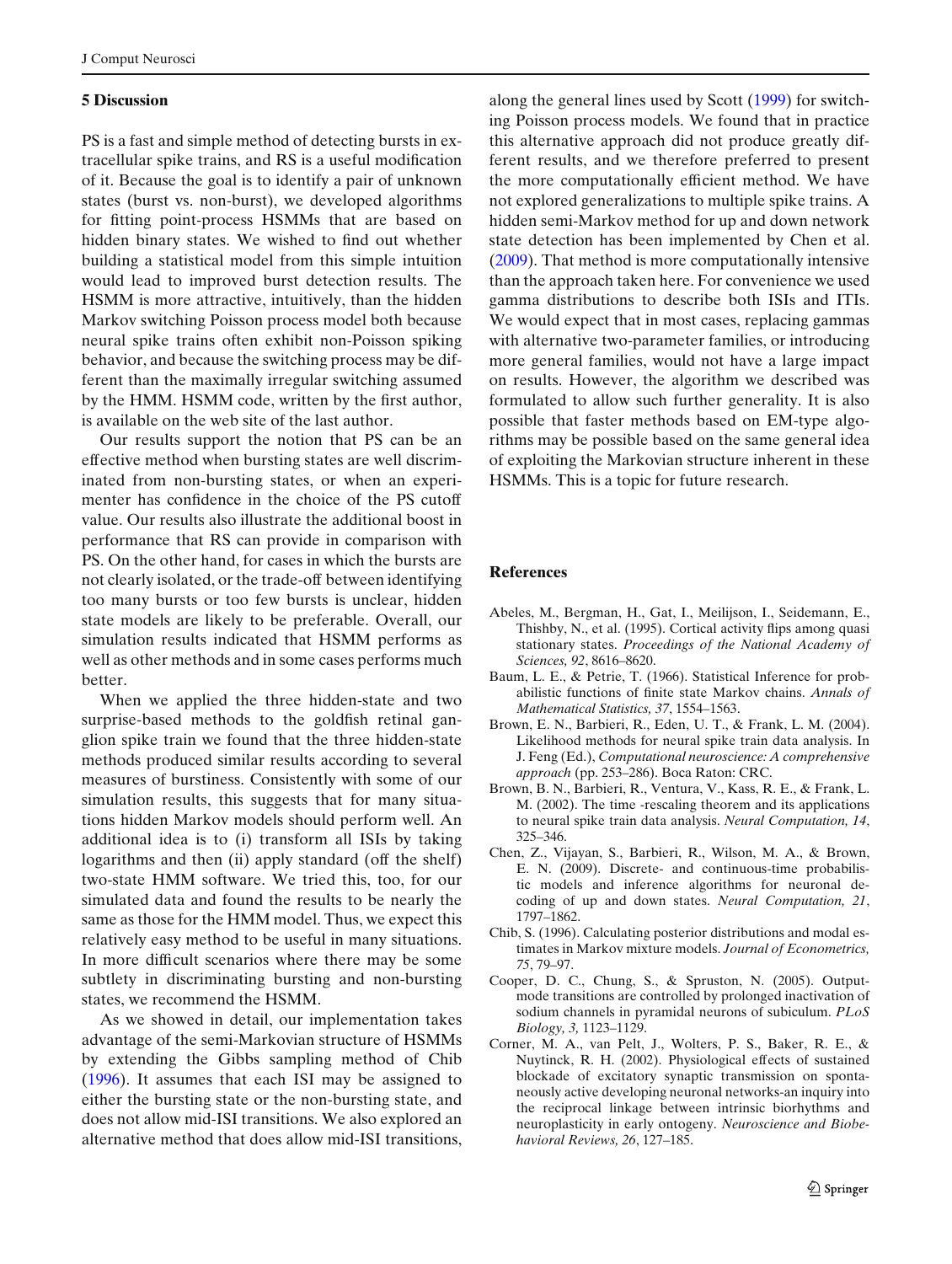## 5 Discussion

PS is a fast and simple method of detecting bursts in extracellular spike trains, and RS is a useful modification of it. Because the goal is to identify a pair of unknown states (burst vs. non-burst), we developed algorithms for fitting point-process HSMMs that are based on hidden binary states. We wished to find out whether building a statistical model from this simple intuition would lead to improved burst detection results. The HSMM is more attractive, intuitively, than the hidden Markov switching Poisson process model both because neural spike trains often exhibit non-Poisson spiking behavior, and because the switching process may be different than the maximally irregular switching assumed by the HMM. HSMM code, written by the first author, is available on the web site of the last author.

Our results support the notion that PS can be an effective method when bursting states are well discriminated from non-bursting states, or when an experimenter has confidence in the choice of the PS cutoff value. Our results also illustrate the additional boost in performance that RS can provide in comparison with PS. On the other hand, for cases in which the bursts are not clearly isolated, or the trade-off between identifying too many bursts or too few bursts is unclear, hidden state models are likely to be preferable. Overall, our simulation results indicated that HSMM performs as well as other methods and in some cases performs much better.

When we applied the three hidden-state and two surprise-based methods to the goldfish retinal ganglion spike train we found that the three hidden-state methods produced similar results according to several measures of burstiness. Consistently with some of our simulation results, this suggests that for many situations hidden Markov models should perform well. An additional idea is to (i) transform all ISIs by taking logarithms and then (ii) apply standard (off the shelf) two-state HMM software. We tried this, too, for our simulated data and found the results to be nearly the same as those for the HMM model. Thus, we expect this relatively easy method to be useful in many situations. In more difficult scenarios where there may be some subtlety in discriminating bursting and non-bursting states, we recommend the HSMM.

As we showed in detail, our implementation takes advantage of the semi-Markovian structure of HSMMs by extending the Gibbs sampling method of Chib (1996). It assumes that each ISI may be assigned to either the bursting state or the non-bursting state, and does not allow mid-ISI transitions. We also explored an alternative method that does allow mid-ISI transitions, along the general lines used by Scott (1999) for switching Poisson process models. We found that in practice this alternative approach did not produce greatly different results, and we therefore preferred to present the more computationally efficient method. We have not explored generalizations to multiple spike trains. A hidden semi-Markov method for up and down network state detection has been implemented by Chen et al. (2009). That method is more computationally intensive than the approach taken here. For convenience we used gamma distributions to describe both ISIs and ITIs. We would expect that in most cases, replacing gammas with alternative two-parameter families, or introducing more general families, would not have a large impact on results. However, the algorithm we described was formulated to allow such further generality. It is also possible that faster methods based on EM-type algorithms may be possible based on the same general idea of exploiting the Markovian structure inherent in these HSMMs. This is a topic for future research.

## References

Abeles, M., Bergman, H., Gat, I., Meilijson, I., Seidemann, E., Thishby, N., et al. (1995). Cortical activity flips among quasi stationary states. *Proceedings of the National Academy of Sciences, 92*, 8616–8620.

Baum, L. E., & Petrie, T. (1966). Statistical Inference for probabilistic functions of finite state Markov chains. *Annals of Mathematical Statistics, 37*, 1554–1563.

Brown, E. N., Barbieri, R., Eden, U. T., & Frank, L. M. (2004). Likelihood methods for neural spike train data analysis. In J. Feng (Ed.), *Computational neuroscience: A comprehensive approach* (pp. 253–286). Boca Raton: CRC.

Brown, B. N., Barbieri, R., Ventura, V., Kass, R. E., & Frank, L. M. (2002). The time -rescaling theorem and its applications to neural spike train data analysis. *Neural Computation, 14*, 325–346.

Chen, Z., Vijayan, S., Barbieri, R., Wilson, M. A., & Brown, E. N. (2009). Discrete- and continuous-time probabilistic models and inference algorithms for neuronal decoding of up and down states. *Neural Computation, 21*, 1797–1862.

Chib, S. (1996). Calculating posterior distributions and modal estimates in Markov mixture models. *Journal of Econometrics, 75*, 79–97.

Cooper, D. C., Chung, S., & Spruston, N. (2005). Output-mode transitions are controlled by prolonged inactivation of sodium channels in pyramidal neurons of subiculum. *PLoS Biology, 3*, 1123–1129.

Corner, M. A., van Pelt, J., Wolters, P. S., Baker, R. E., & Nuytinck, R. H. (2002). Physiological effects of sustained blockade of excitatory synaptic transmission on spontaneously active developing neuronal networks-an inquiry into the reciprocal linkage between intrinsic biorhythms and neuroplasticity in early ontogeny. *Neuroscience and Biobehavioral Reviews, 26*, 127–185.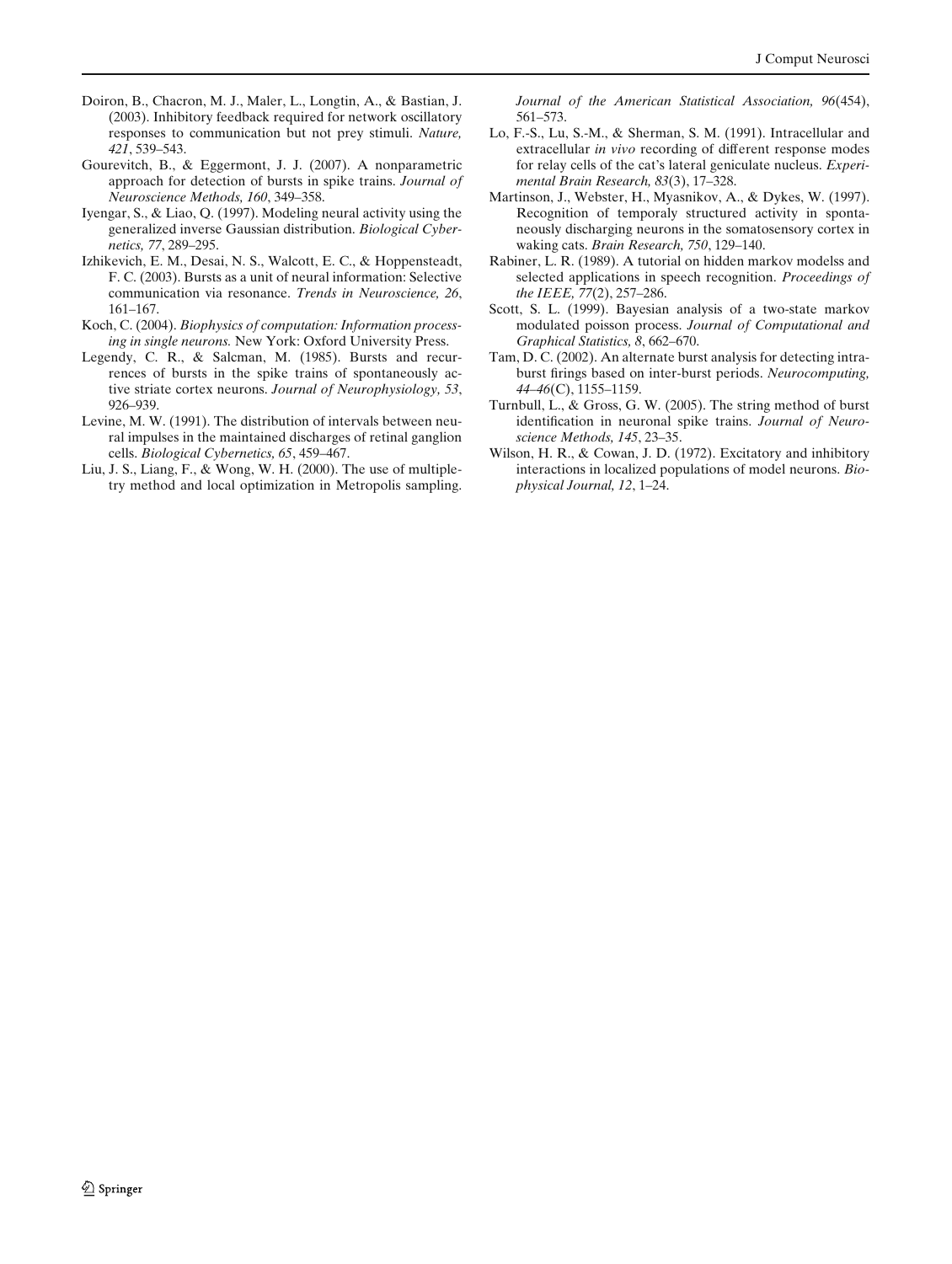Doiron, B., Chacron, M. J., Maler, L., Longtin, A., & Bastian, J. (2003). Inhibitory feedback required for network oscillatory responses to communication but not prey stimuli. *Nature, 421*, 539–543.

Gourevitch, B., & Eggermont, J. J. (2007). A nonparametric approach for detection of bursts in spike trains. *Journal of Neuroscience Methods, 160*, 349–358.

Iyengar, S., & Liao, Q. (1997). Modeling neural activity using the generalized inverse Gaussian distribution. *Biological Cybernetics, 77*, 289–295.

Izhikevich, E. M., Desai, N. S., Walcott, E. C., & Hoppensteadt, F. C. (2003). Bursts as a unit of neural information: Selective communication via resonance. *Trends in Neuroscience, 26*, 161–167.

Koch, C. (2004). *Biophysics of computation: Information processing in single neurons.* New York: Oxford University Press.

Legendy, C. R., & Salcman, M. (1985). Bursts and recurrences of bursts in the spike trains of spontaneously active striate cortex neurons. *Journal of Neurophysiology, 53*, 926–939.

Levine, M. W. (1991). The distribution of intervals between neural impulses in the maintained discharges of retinal ganglion cells. *Biological Cybernetics, 65*, 459–467.

Liu, J. S., Liang, F., & Wong, W. H. (2000). The use of multiple-try method and local optimization in Metropolis sampling. *Journal of the American Statistical Association, 96*(454), 561–573.

Lo, F.-S., Lu, S.-M., & Sherman, S. M. (1991). Intracellular and extracellular *in vivo* recording of different response modes for relay cells of the cat's lateral geniculate nucleus. *Experimental Brain Research, 83*(3), 17–328.

Martinson, J., Webster, H., Myasnikov, A., & Dykes, W. (1997). Recognition of temporaly structured activity in spontaneously discharging neurons in the somatosensory cortex in waking cats. *Brain Research, 750*, 129–140.

Rabiner, L. R. (1989). A tutorial on hidden markov modelss and selected applications in speech recognition. *Proceedings of the IEEE, 77*(2), 257–286.

Scott, S. L. (1999). Bayesian analysis of a two-state markov modulated poisson process. *Journal of Computational and Graphical Statistics, 8*, 662–670.

Tam, D. C. (2002). An alternate burst analysis for detecting intra-burst firings based on inter-burst periods. *Neurocomputing, 44–46*(C), 1155–1159.

Turnbull, L., & Gross, G. W. (2005). The string method of burst identification in neuronal spike trains. *Journal of Neuroscience Methods, 145*, 23–35.

Wilson, H. R., & Cowan, J. D. (1972). Excitatory and inhibitory interactions in localized populations of model neurons. *Biophysical Journal, 12*, 1–24.